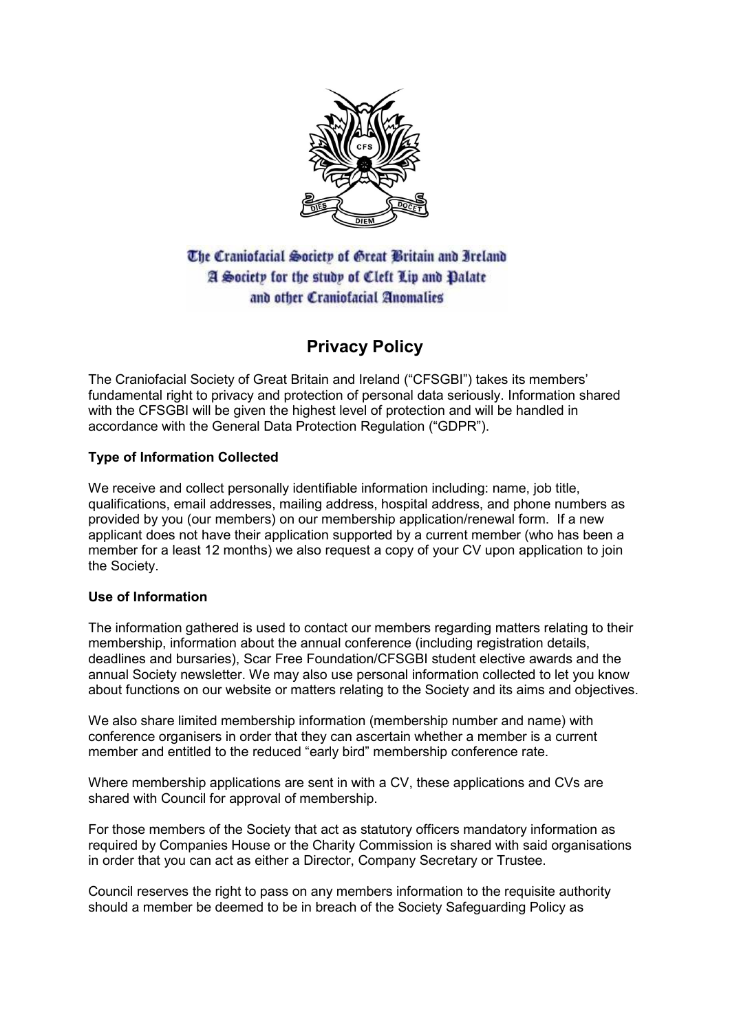The Craniofacial Society of Great Britain and Ireland
A Society for the study of Cleft Lip and Palate
and other Craniofacial Anomalies

# Privacy Policy

The Craniofacial Society of Great Britain and Ireland ("CFSGBI") takes its members' fundamental right to privacy and protection of personal data seriously. Information shared with the CFSGBI will be given the highest level of protection and will be handled in accordance with the General Data Protection Regulation ("GDPR").

**Type of Information Collected**

We receive and collect personally identifiable information including: name, job title, qualifications, email addresses, mailing address, hospital address, and phone numbers as provided by you (our members) on our membership application/renewal form. If a new applicant does not have their application supported by a current member (who has been a member for a least 12 months) we also request a copy of your CV upon application to join the Society.

**Use of Information**

The information gathered is used to contact our members regarding matters relating to their membership, information about the annual conference (including registration details, deadlines and bursaries), Scar Free Foundation/CFSGBI student elective awards and the annual Society newsletter. We may also use personal information collected to let you know about functions on our website or matters relating to the Society and its aims and objectives.

We also share limited membership information (membership number and name) with conference organisers in order that they can ascertain whether a member is a current member and entitled to the reduced "early bird" membership conference rate.

Where membership applications are sent in with a CV, these applications and CVs are shared with Council for approval of membership.

For those members of the Society that act as statutory officers mandatory information as required by Companies House or the Charity Commission is shared with said organisations in order that you can act as either a Director, Company Secretary or Trustee.

Council reserves the right to pass on any members information to the requisite authority should a member be deemed to be in breach of the Society Safeguarding Policy as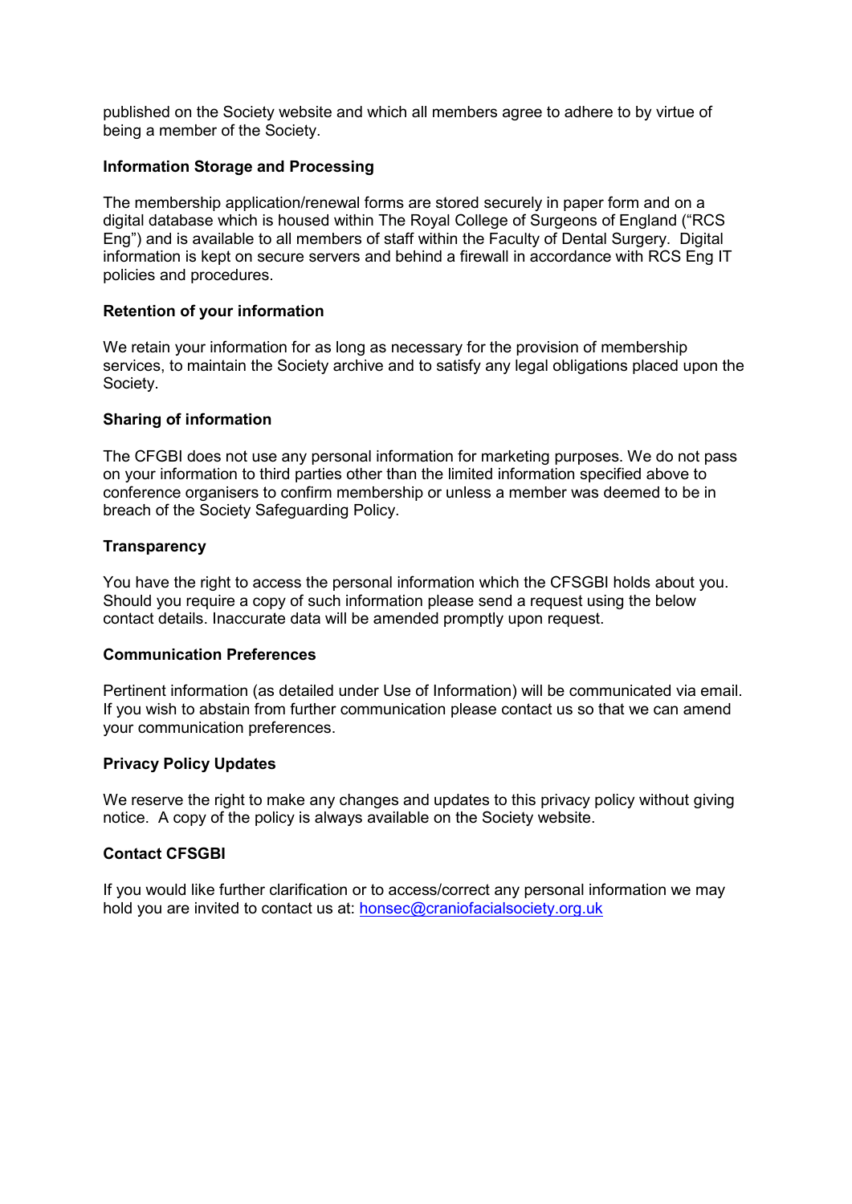published on the Society website and which all members agree to adhere to by virtue of being a member of the Society.

**Information Storage and Processing**

The membership application/renewal forms are stored securely in paper form and on a digital database which is housed within The Royal College of Surgeons of England ("RCS Eng") and is available to all members of staff within the Faculty of Dental Surgery. Digital information is kept on secure servers and behind a firewall in accordance with RCS Eng IT policies and procedures.

**Retention of your information**

We retain your information for as long as necessary for the provision of membership services, to maintain the Society archive and to satisfy any legal obligations placed upon the Society.

**Sharing of information**

The CFGBI does not use any personal information for marketing purposes. We do not pass on your information to third parties other than the limited information specified above to conference organisers to confirm membership or unless a member was deemed to be in breach of the Society Safeguarding Policy.

**Transparency**

You have the right to access the personal information which the CFSGBI holds about you. Should you require a copy of such information please send a request using the below contact details. Inaccurate data will be amended promptly upon request.

**Communication Preferences**

Pertinent information (as detailed under Use of Information) will be communicated via email. If you wish to abstain from further communication please contact us so that we can amend your communication preferences.

**Privacy Policy Updates**

We reserve the right to make any changes and updates to this privacy policy without giving notice. A copy of the policy is always available on the Society website.

**Contact CFSGBI**

If you would like further clarification or to access/correct any personal information we may hold you are invited to contact us at: honsec@craniofacialsociety.org.uk